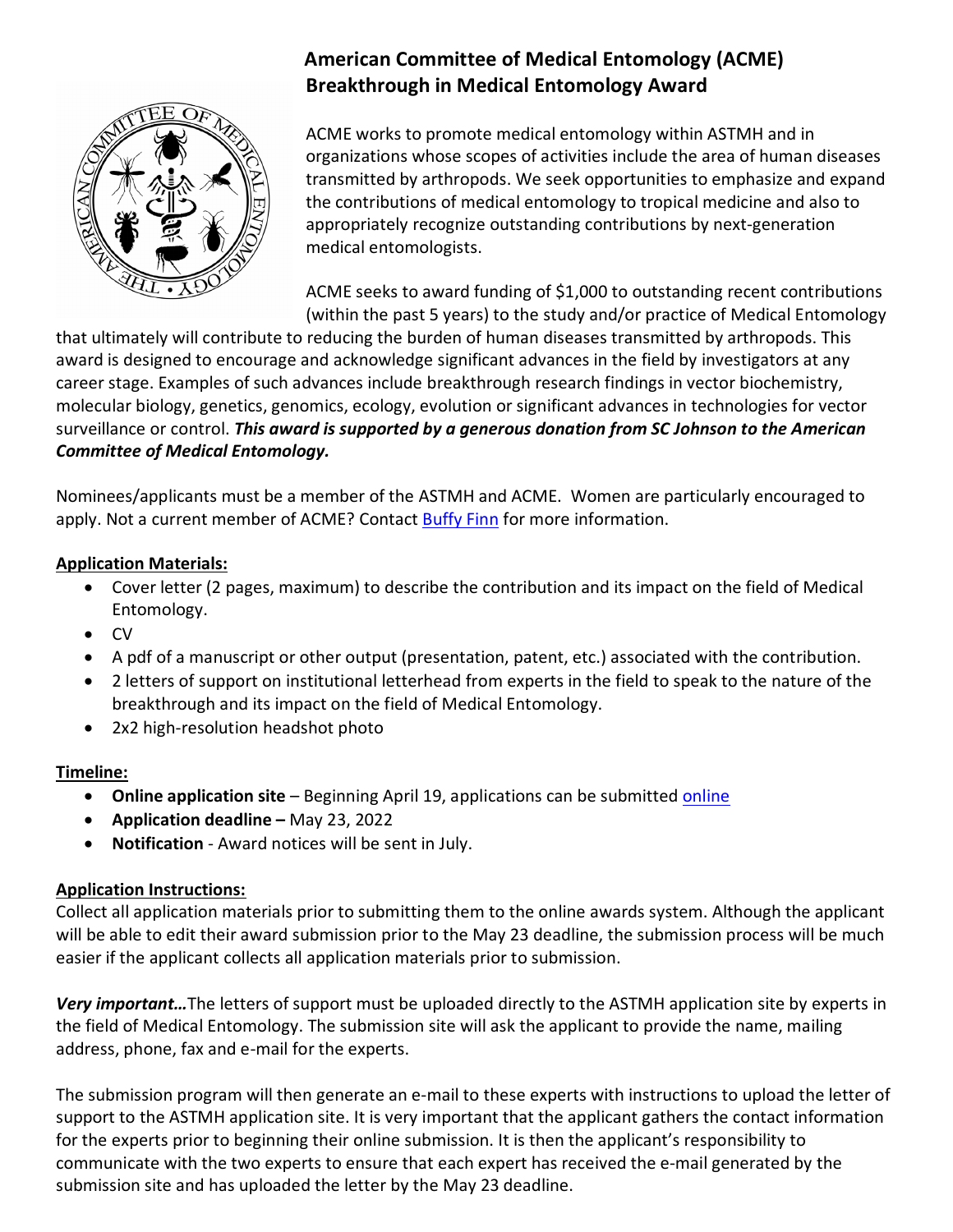# American Committee of Medical Entomology (ACME) Breakthrough in Medical Entomology Award

ACME works to promote medical entomology within ASTMH and in organizations whose scopes of activities include the area of human diseases transmitted by arthropods. We seek opportunities to emphasize and expand the contributions of medical entomology to tropical medicine and also to appropriately recognize outstanding contributions by next-generation medical entomologists.

ACME seeks to award funding of $1,000 to outstanding recent contributions (within the past 5 years) to the study and/or practice of Medical Entomology that ultimately will contribute to reducing the burden of human diseases transmitted by arthropods. This award is designed to encourage and acknowledge significant advances in the field by investigators at any career stage. Examples of such advances include breakthrough research findings in vector biochemistry, molecular biology, genetics, genomics, ecology, evolution or significant advances in technologies for vector surveillance or control. ***This award is supported by a generous donation from SC Johnson to the American Committee of Medical Entomology.***

Nominees/applicants must be a member of the ASTMH and ACME. Women are particularly encouraged to apply. Not a current member of ACME? Contact Buffy Finn for more information.

## Application Materials:

- Cover letter (2 pages, maximum) to describe the contribution and its impact on the field of Medical Entomology.
- CV
- A pdf of a manuscript or other output (presentation, patent, etc.) associated with the contribution.
- 2 letters of support on institutional letterhead from experts in the field to speak to the nature of the breakthrough and its impact on the field of Medical Entomology.
- 2x2 high-resolution headshot photo

## Timeline:

- **Online application site** – Beginning April 19, applications can be submitted online
- **Application deadline –** May 23, 2022
- **Notification** - Award notices will be sent in July.

## Application Instructions:

Collect all application materials prior to submitting them to the online awards system. Although the applicant will be able to edit their award submission prior to the May 23 deadline, the submission process will be much easier if the applicant collects all application materials prior to submission.

***Very important…*** The letters of support must be uploaded directly to the ASTMH application site by experts in the field of Medical Entomology. The submission site will ask the applicant to provide the name, mailing address, phone, fax and e-mail for the experts.

The submission program will then generate an e-mail to these experts with instructions to upload the letter of support to the ASTMH application site. It is very important that the applicant gathers the contact information for the experts prior to beginning their online submission. It is then the applicant's responsibility to communicate with the two experts to ensure that each expert has received the e-mail generated by the submission site and has uploaded the letter by the May 23 deadline.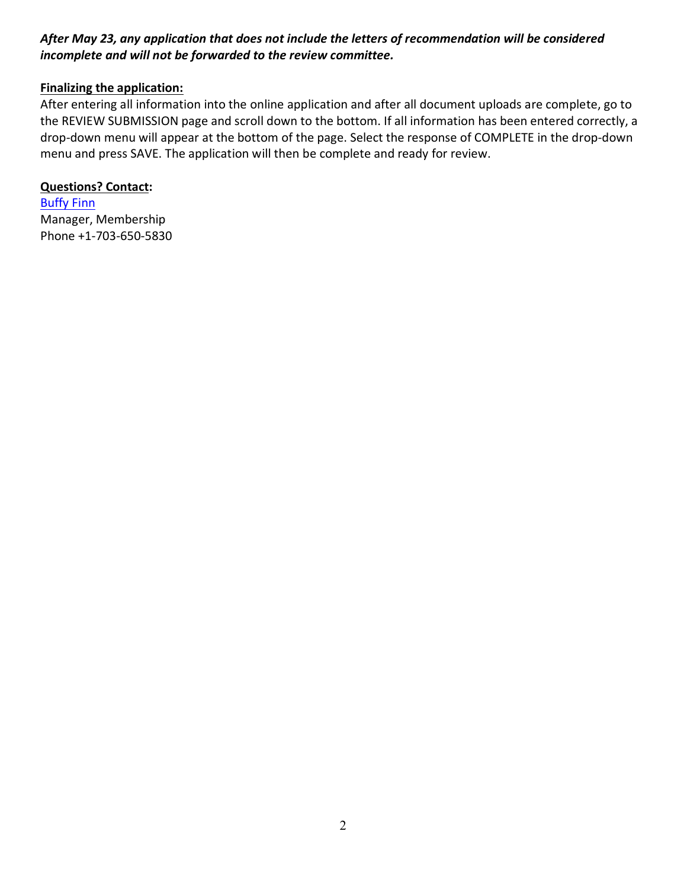***After May 23, any application that does not include the letters of recommendation will be considered incomplete and will not be forwarded to the review committee.***

**Finalizing the application:**

After entering all information into the online application and after all document uploads are complete, go to the REVIEW SUBMISSION page and scroll down to the bottom. If all information has been entered correctly, a drop-down menu will appear at the bottom of the page. Select the response of COMPLETE in the drop-down menu and press SAVE. The application will then be complete and ready for review.

**Questions? Contact:**

Buffy Finn
Manager, Membership
Phone +1-703-650-5830